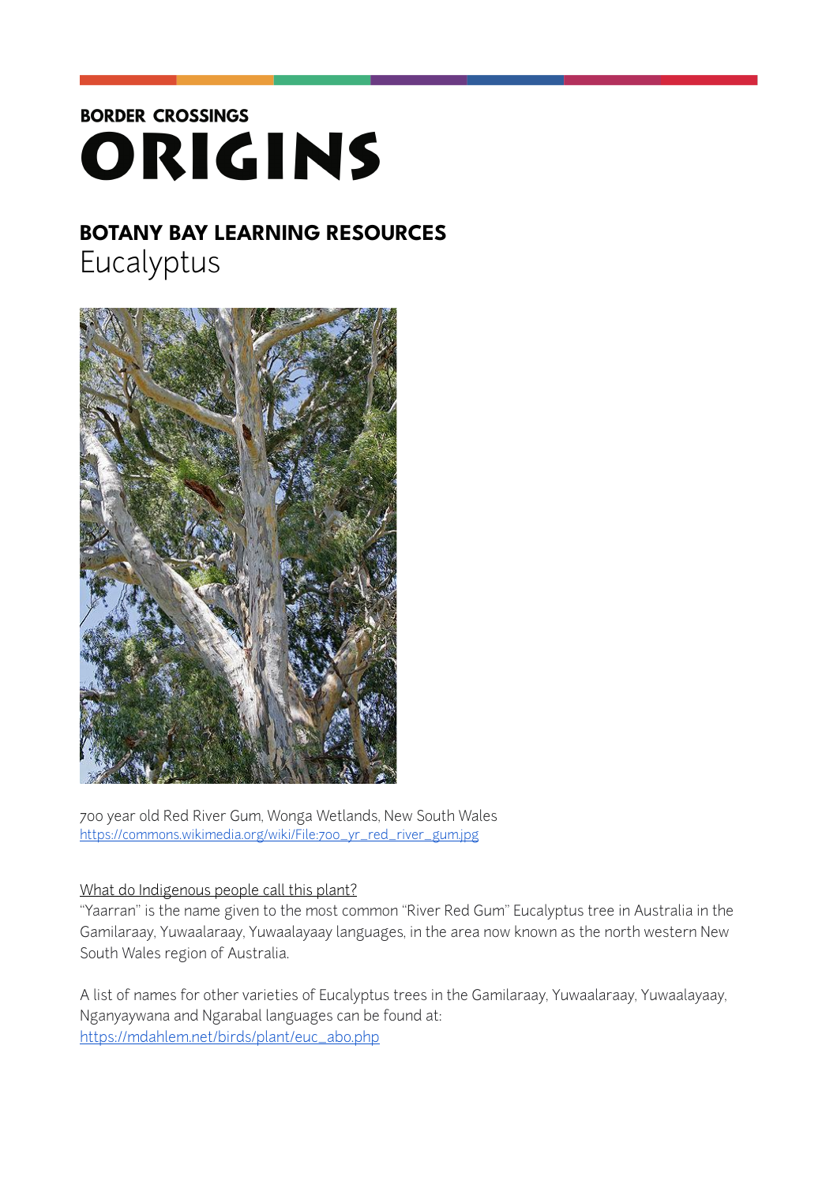**BORDER CROSSINGS**

# ORIGINS

## BOTANY BAY LEARNING RESOURCES

Eucalyptus

700 year old Red River Gum, Wonga Wetlands, New South Wales
https://commons.wikimedia.org/wiki/File:700_yr_red_river_gum.jpg

What do Indigenous people call this plant?

"Yaarran" is the name given to the most common "River Red Gum" Eucalyptus tree in Australia in the Gamilaraay, Yuwaalaraay, Yuwaalayaay languages, in the area now known as the north western New South Wales region of Australia.

A list of names for other varieties of Eucalyptus trees in the Gamilaraay, Yuwaalaraay, Yuwaalayaay, Nganyaywana and Ngarabal languages can be found at:
https://mdahlem.net/birds/plant/euc_abo.php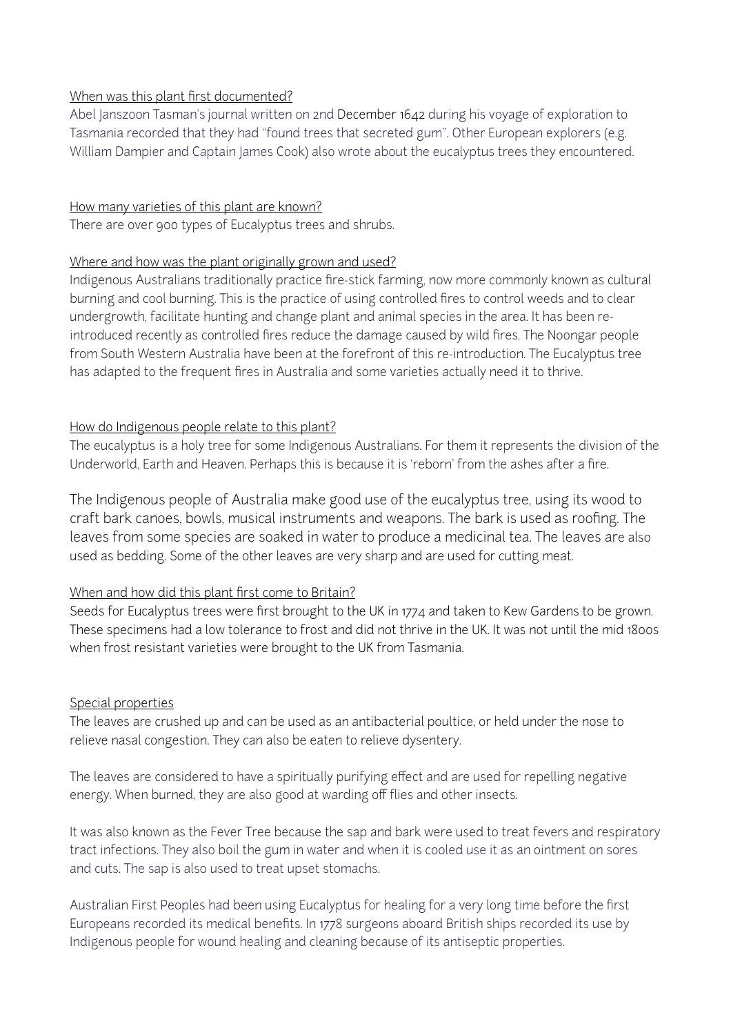## When was this plant first documented?

Abel Janszoon Tasman's journal written on 2nd December 1642 during his voyage of exploration to Tasmania recorded that they had "found trees that secreted gum". Other European explorers (e.g. William Dampier and Captain James Cook) also wrote about the eucalyptus trees they encountered.

## How many varieties of this plant are known?

There are over 900 types of Eucalyptus trees and shrubs.

## Where and how was the plant originally grown and used?

Indigenous Australians traditionally practice fire-stick farming, now more commonly known as cultural burning and cool burning. This is the practice of using controlled fires to control weeds and to clear undergrowth, facilitate hunting and change plant and animal species in the area. It has been re-introduced recently as controlled fires reduce the damage caused by wild fires. The Noongar people from South Western Australia have been at the forefront of this re-introduction. The Eucalyptus tree has adapted to the frequent fires in Australia and some varieties actually need it to thrive.

## How do Indigenous people relate to this plant?

The eucalyptus is a holy tree for some Indigenous Australians. For them it represents the division of the Underworld, Earth and Heaven. Perhaps this is because it is 'reborn' from the ashes after a fire.

The Indigenous people of Australia make good use of the eucalyptus tree, using its wood to craft bark canoes, bowls, musical instruments and weapons. The bark is used as roofing. The leaves from some species are soaked in water to produce a medicinal tea. The leaves are also used as bedding. Some of the other leaves are very sharp and are used for cutting meat.

## When and how did this plant first come to Britain?

Seeds for Eucalyptus trees were first brought to the UK in 1774 and taken to Kew Gardens to be grown. These specimens had a low tolerance to frost and did not thrive in the UK. It was not until the mid 1800s when frost resistant varieties were brought to the UK from Tasmania.

## Special properties

The leaves are crushed up and can be used as an antibacterial poultice, or held under the nose to relieve nasal congestion. They can also be eaten to relieve dysentery.

The leaves are considered to have a spiritually purifying effect and are used for repelling negative energy. When burned, they are also good at warding off flies and other insects.

It was also known as the Fever Tree because the sap and bark were used to treat fevers and respiratory tract infections. They also boil the gum in water and when it is cooled use it as an ointment on sores and cuts. The sap is also used to treat upset stomachs.

Australian First Peoples had been using Eucalyptus for healing for a very long time before the first Europeans recorded its medical benefits. In 1778 surgeons aboard British ships recorded its use by Indigenous people for wound healing and cleaning because of its antiseptic properties.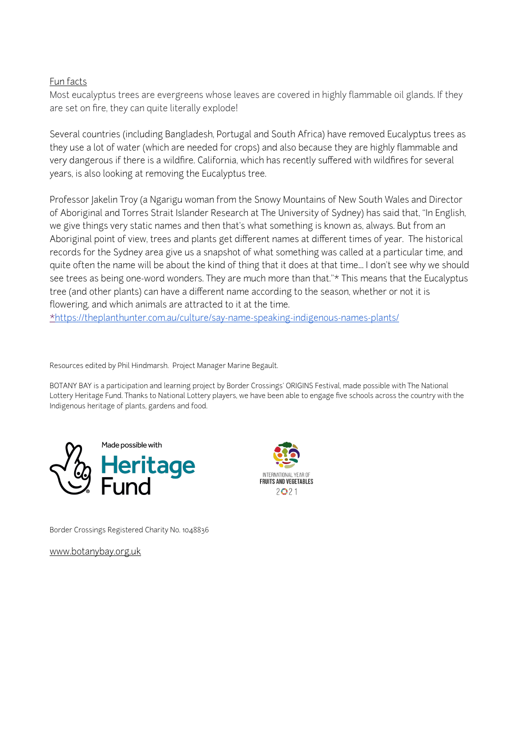Fun facts

Most eucalyptus trees are evergreens whose leaves are covered in highly flammable oil glands. If they are set on fire, they can quite literally explode!

Several countries (including Bangladesh, Portugal and South Africa) have removed Eucalyptus trees as they use a lot of water (which are needed for crops) and also because they are highly flammable and very dangerous if there is a wildfire. California, which has recently suffered with wildfires for several years, is also looking at removing the Eucalyptus tree.

Professor Jakelin Troy (a Ngarigu woman from the Snowy Mountains of New South Wales and Director of Aboriginal and Torres Strait Islander Research at The University of Sydney) has said that, "In English, we give things very static names and then that's what something is known as, always. But from an Aboriginal point of view, trees and plants get different names at different times of year. The historical records for the Sydney area give us a snapshot of what something was called at a particular time, and quite often the name will be about the kind of thing that it does at that time… I don't see why we should see trees as being one-word wonders. They are much more than that."* This means that the Eucalyptus tree (and other plants) can have a different name according to the season, whether or not it is flowering, and which animals are attracted to it at the time.

*https://theplanthunter.com.au/culture/say-name-speaking-indigenous-names-plants/

Resources edited by Phil Hindmarsh. Project Manager Marine Begault.

BOTANY BAY is a participation and learning project by Border Crossings' ORIGINS Festival, made possible with The National Lottery Heritage Fund. Thanks to National Lottery players, we have been able to engage five schools across the country with the Indigenous heritage of plants, gardens and food.

Made possible with Heritage Fund

INTERNATIONAL YEAR OF FRUITS AND VEGETABLES 2021

Border Crossings Registered Charity No. 1048836

www.botanybay.org.uk